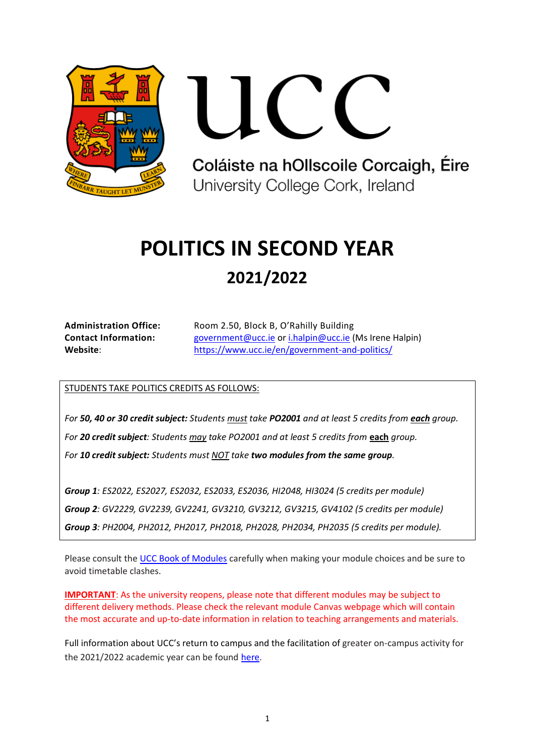UCC

Coláiste na hOllscoile Corcaigh, Éire
University College Cork, Ireland

# POLITICS IN SECOND YEAR

## 2021/2022

**Administration Office:** Room 2.50, Block B, O'Rahilly Building
**Contact Information:** government@ucc.ie or i.halpin@ucc.ie (Ms Irene Halpin)
**Website**: https://www.ucc.ie/en/government-and-politics/

STUDENTS TAKE POLITICS CREDITS AS FOLLOWS:

*For **50, 40 or 30 credit subject:** Students must take **PO2001** and at least 5 credits from **each** group.*

*For **20 credit subject**: Students may take PO2001 and at least 5 credits from **each** group.*

*For **10 credit subject:** Students must NOT take **two modules from the same group**.*

***Group 1**: ES2022, ES2027, ES2032, ES2033, ES2036, HI2048, HI3024 (5 credits per module)*

***Group 2**: GV2229, GV2239, GV2241, GV3210, GV3212, GV3215, GV4102 (5 credits per module)*

***Group 3**: PH2004, PH2012, PH2017, PH2018, PH2028, PH2034, PH2035 (5 credits per module).*

Please consult the UCC Book of Modules carefully when making your module choices and be sure to avoid timetable clashes.

**IMPORTANT**: As the university reopens, please note that different modules may be subject to different delivery methods. Please check the relevant module Canvas webpage which will contain the most accurate and up-to-date information in relation to teaching arrangements and materials.

Full information about UCC's return to campus and the facilitation of greater on-campus activity for the 2021/2022 academic year can be found here.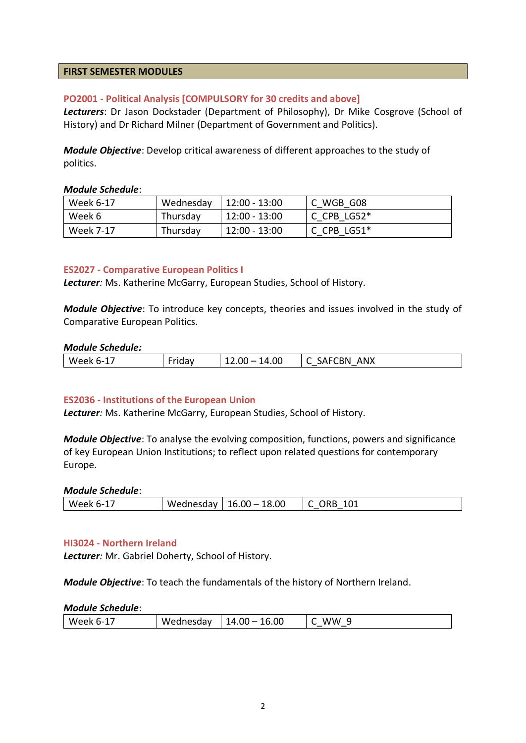## FIRST SEMESTER MODULES

### PO2001 - Political Analysis [COMPULSORY for 30 credits and above]

***Lecturers***: Dr Jason Dockstader (Department of Philosophy), Dr Mike Cosgrove (School of History) and Dr Richard Milner (Department of Government and Politics).

***Module Objective***: Develop critical awareness of different approaches to the study of politics.

***Module Schedule***:

| | | | |
|---|---|---|---|
| Week 6-17 | Wednesday | 12:00 - 13:00 | C_WGB_G08 |
| Week 6 | Thursday | 12:00 - 13:00 | C_CPB_LG52* |
| Week 7-17 | Thursday | 12:00 - 13:00 | C_CPB_LG51* |

### ES2027 - Comparative European Politics I

***Lecturer:*** Ms. Katherine McGarry, European Studies, School of History.

***Module Objective***: To introduce key concepts, theories and issues involved in the study of Comparative European Politics.

***Module Schedule:***

| | | | |
|---|---|---|---|
| Week 6-17 | Friday | 12.00 – 14.00 | C_SAFCBN_ANX |

### ES2036 - Institutions of the European Union

***Lecturer:*** Ms. Katherine McGarry, European Studies, School of History.

***Module Objective***: To analyse the evolving composition, functions, powers and significance of key European Union Institutions; to reflect upon related questions for contemporary Europe.

***Module Schedule***:

| | | | |
|---|---|---|---|
| Week 6-17 | Wednesday | 16.00 – 18.00 | C_ORB_101 |

### HI3024 - Northern Ireland

***Lecturer:*** Mr. Gabriel Doherty, School of History.

***Module Objective***: To teach the fundamentals of the history of Northern Ireland.

***Module Schedule***:

| | | | |
|---|---|---|---|
| Week 6-17 | Wednesday | 14.00 – 16.00 | C_WW_9 |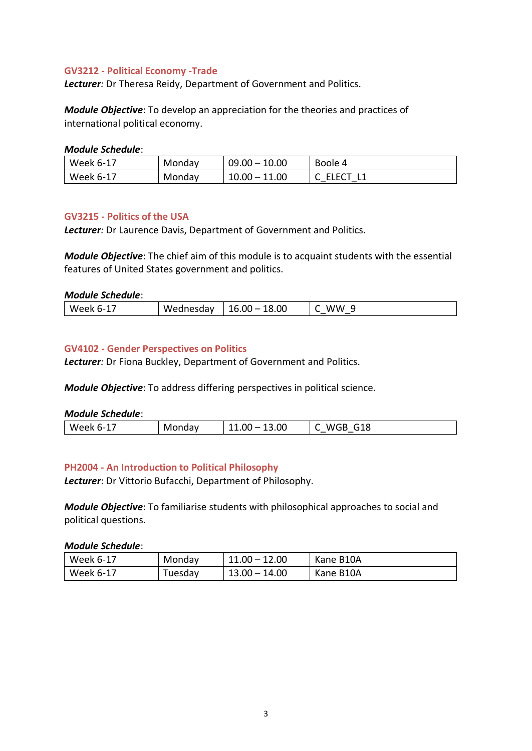### GV3212 - Political Economy -Trade

***Lecturer:*** Dr Theresa Reidy, Department of Government and Politics.

***Module Objective***: To develop an appreciation for the theories and practices of international political economy.

***Module Schedule***:

| | | | |
|---|---|---|---|
| Week 6-17 | Monday | 09.00 – 10.00 | Boole 4 |
| Week 6-17 | Monday | 10.00 – 11.00 | C_ELECT_L1 |

### GV3215 - Politics of the USA

***Lecturer:*** Dr Laurence Davis, Department of Government and Politics.

***Module Objective***: The chief aim of this module is to acquaint students with the essential features of United States government and politics.

***Module Schedule***:

| | | | |
|---|---|---|---|
| Week 6-17 | Wednesday | 16.00 – 18.00 | C_WW_9 |

### GV4102 - Gender Perspectives on Politics

***Lecturer:*** Dr Fiona Buckley, Department of Government and Politics.

***Module Objective***: To address differing perspectives in political science.

***Module Schedule***:

| | | | |
|---|---|---|---|
| Week 6-17 | Monday | 11.00 – 13.00 | C_WGB_G18 |

### PH2004 - An Introduction to Political Philosophy

***Lecturer***: Dr Vittorio Bufacchi, Department of Philosophy.

***Module Objective***: To familiarise students with philosophical approaches to social and political questions.

***Module Schedule***:

| | | | |
|---|---|---|---|
| Week 6-17 | Monday | 11.00 – 12.00 | Kane B10A |
| Week 6-17 | Tuesday | 13.00 – 14.00 | Kane B10A |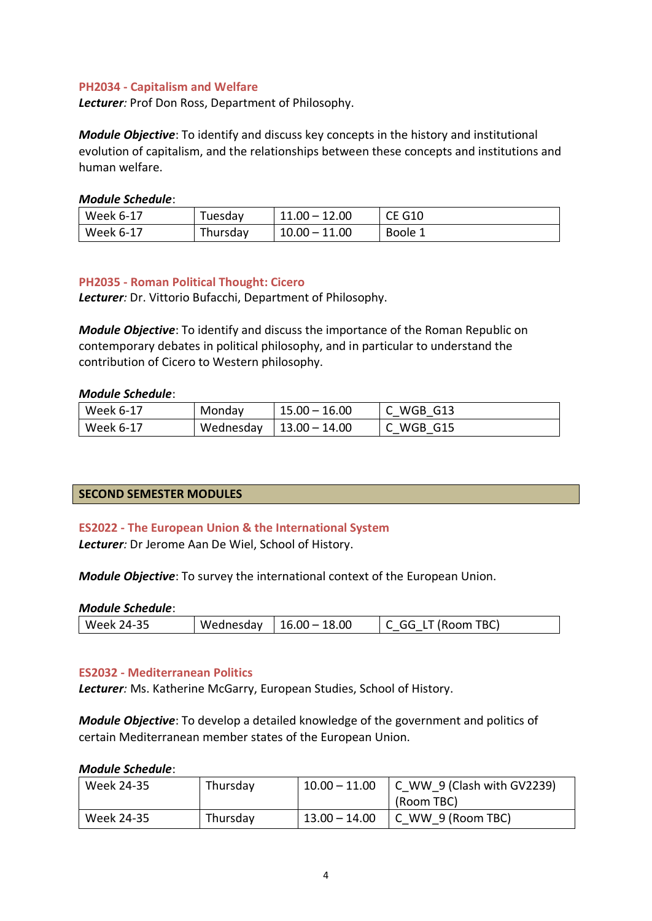### PH2034 - Capitalism and Welfare

***Lecturer:*** Prof Don Ross, Department of Philosophy.

***Module Objective***: To identify and discuss key concepts in the history and institutional evolution of capitalism, and the relationships between these concepts and institutions and human welfare.

***Module Schedule***:

| | | | |
|---|---|---|---|
| Week 6-17 | Tuesday | 11.00 – 12.00 | CE G10 |
| Week 6-17 | Thursday | 10.00 – 11.00 | Boole 1 |

### PH2035 - Roman Political Thought: Cicero

***Lecturer:*** Dr. Vittorio Bufacchi, Department of Philosophy.

***Module Objective***: To identify and discuss the importance of the Roman Republic on contemporary debates in political philosophy, and in particular to understand the contribution of Cicero to Western philosophy.

***Module Schedule***:

| | | | |
|---|---|---|---|
| Week 6-17 | Monday | 15.00 – 16.00 | C_WGB_G13 |
| Week 6-17 | Wednesday | 13.00 – 14.00 | C_WGB_G15 |

## SECOND SEMESTER MODULES

### ES2022 - The European Union & the International System

***Lecturer:*** Dr Jerome Aan De Wiel, School of History.

***Module Objective***: To survey the international context of the European Union.

***Module Schedule***:

| | | | |
|---|---|---|---|
| Week 24-35 | Wednesday | 16.00 – 18.00 | C_GG_LT (Room TBC) |

### ES2032 - Mediterranean Politics

***Lecturer:*** Ms. Katherine McGarry, European Studies, School of History.

***Module Objective***: To develop a detailed knowledge of the government and politics of certain Mediterranean member states of the European Union.

***Module Schedule***:

| | | | |
|---|---|---|---|
| Week 24-35 | Thursday | 10.00 – 11.00 | C_WW_9 (Clash with GV2239) (Room TBC) |
| Week 24-35 | Thursday | 13.00 – 14.00 | C_WW_9 (Room TBC) |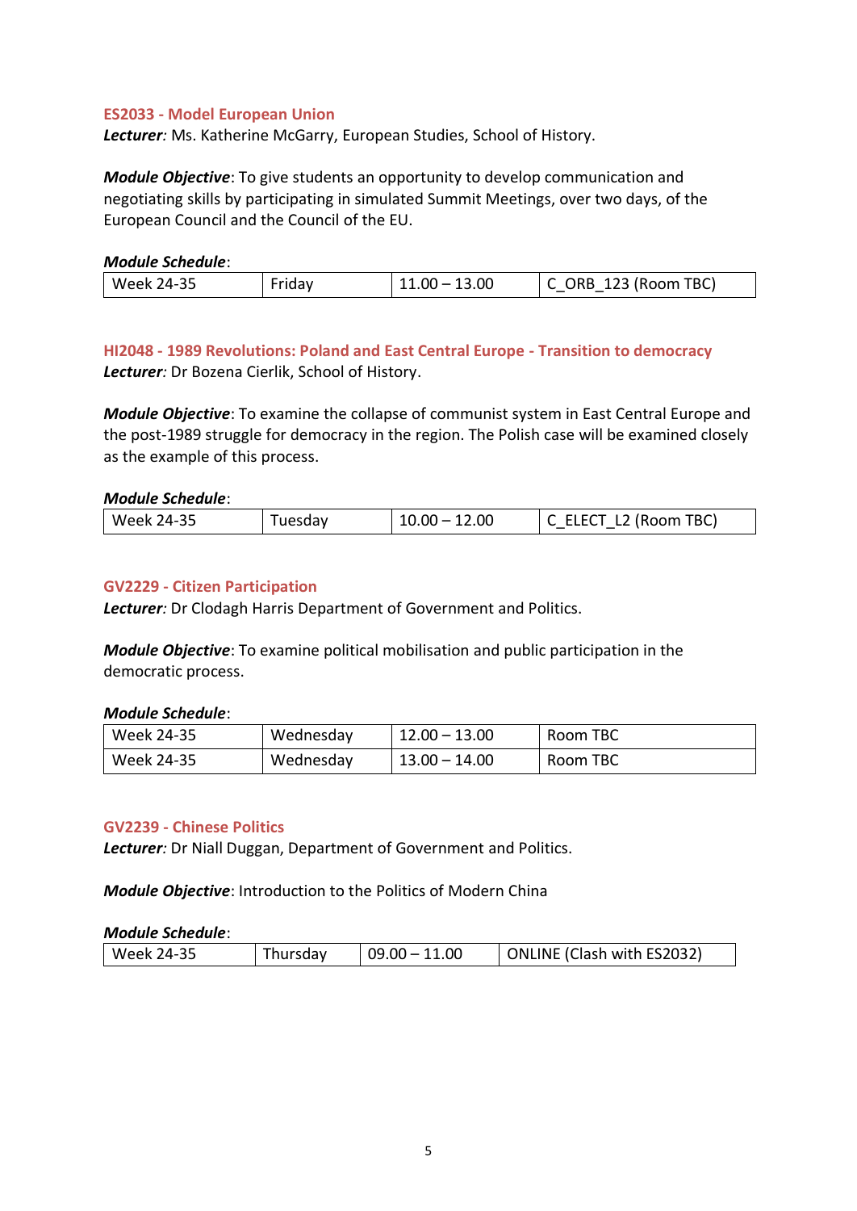### ES2033 - Model European Union

***Lecturer**:* Ms. Katherine McGarry, European Studies, School of History.

***Module Objective***: To give students an opportunity to develop communication and negotiating skills by participating in simulated Summit Meetings, over two days, of the European Council and the Council of the EU.

***Module Schedule***:

| Week 24-35 | Friday | 11.00 – 13.00 | C_ORB_123 (Room TBC) |
|---|---|---|---|

### HI2048 - 1989 Revolutions: Poland and East Central Europe - Transition to democracy

***Lecturer**:* Dr Bozena Cierlik, School of History.

***Module Objective***: To examine the collapse of communist system in East Central Europe and the post-1989 struggle for democracy in the region. The Polish case will be examined closely as the example of this process.

***Module Schedule***:

| Week 24-35 | Tuesday | 10.00 – 12.00 | C_ELECT_L2 (Room TBC) |
|---|---|---|---|

### GV2229 - Citizen Participation

***Lecturer**:* Dr Clodagh Harris Department of Government and Politics.

***Module Objective***: To examine political mobilisation and public participation in the democratic process.

***Module Schedule***:

| Week 24-35 | Wednesday | 12.00 – 13.00 | Room TBC |
|---|---|---|---|
| Week 24-35 | Wednesday | 13.00 – 14.00 | Room TBC |

### GV2239 - Chinese Politics

***Lecturer**:* Dr Niall Duggan, Department of Government and Politics.

***Module Objective***: Introduction to the Politics of Modern China

***Module Schedule***:

| Week 24-35 | Thursday | 09.00 – 11.00 | ONLINE (Clash with ES2032) |
|---|---|---|---|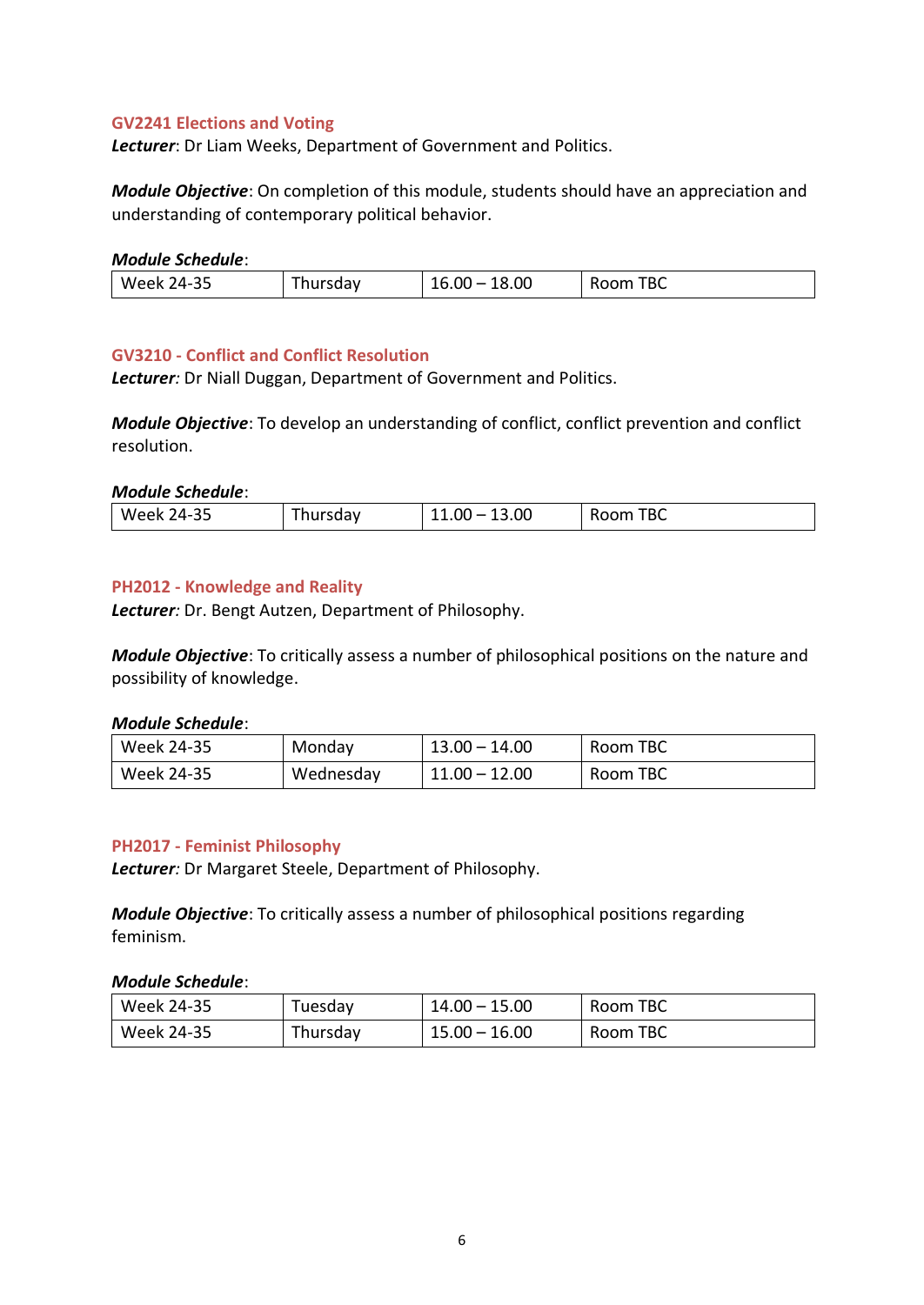### GV2241 Elections and Voting

***Lecturer***: Dr Liam Weeks, Department of Government and Politics.

***Module Objective***: On completion of this module, students should have an appreciation and understanding of contemporary political behavior.

***Module Schedule***:

| Week 24-35 | Thursday | 16.00 – 18.00 | Room TBC |
|---|---|---|---|

### GV3210 - Conflict and Conflict Resolution

***Lecturer****:* Dr Niall Duggan, Department of Government and Politics.

***Module Objective***: To develop an understanding of conflict, conflict prevention and conflict resolution.

***Module Schedule***:

| Week 24-35 | Thursday | 11.00 – 13.00 | Room TBC |
|---|---|---|---|

### PH2012 - Knowledge and Reality

***Lecturer****:* Dr. Bengt Autzen, Department of Philosophy.

***Module Objective***: To critically assess a number of philosophical positions on the nature and possibility of knowledge.

***Module Schedule***:

| Week 24-35 | Monday | 13.00 – 14.00 | Room TBC |
|---|---|---|---|
| Week 24-35 | Wednesday | 11.00 – 12.00 | Room TBC |

### PH2017 - Feminist Philosophy

***Lecturer****:* Dr Margaret Steele, Department of Philosophy.

***Module Objective***: To critically assess a number of philosophical positions regarding feminism.

***Module Schedule***:

| Week 24-35 | Tuesday | 14.00 – 15.00 | Room TBC |
|---|---|---|---|
| Week 24-35 | Thursday | 15.00 – 16.00 | Room TBC |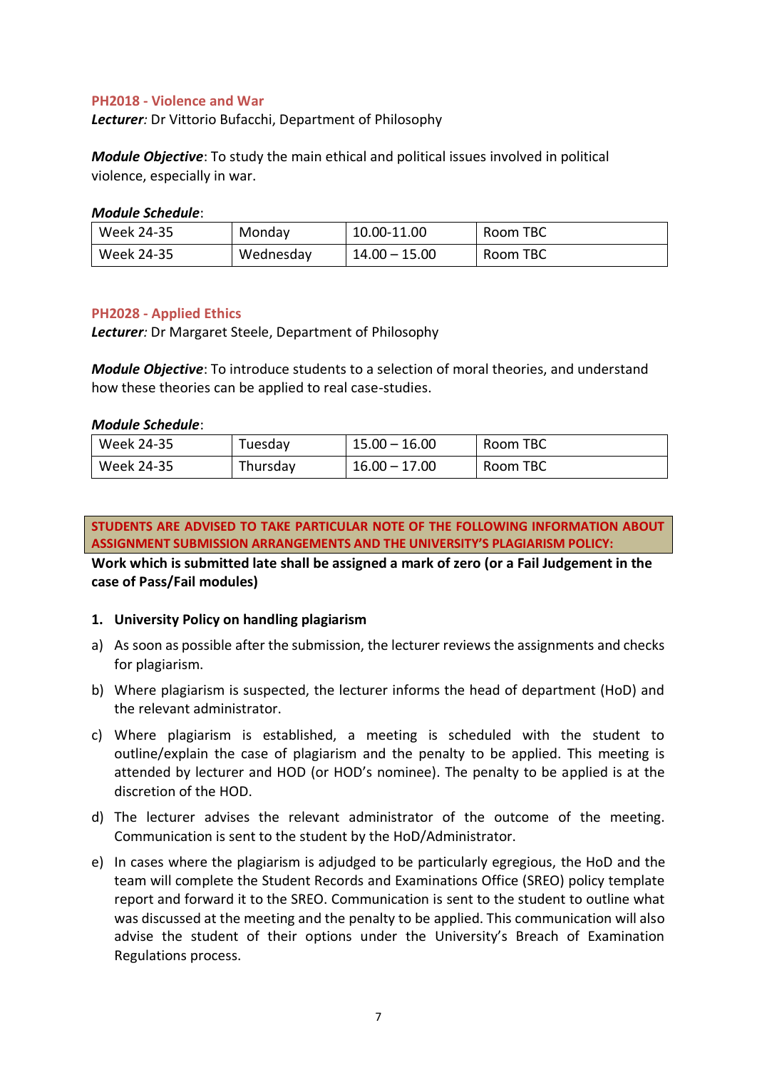### PH2018 - Violence and War

***Lecturer**:* Dr Vittorio Bufacchi, Department of Philosophy

***Module Objective***: To study the main ethical and political issues involved in political violence, especially in war.

***Module Schedule***:

| Week 24-35 | Monday | 10.00-11.00 | Room TBC |
|---|---|---|---|
| Week 24-35 | Wednesday | 14.00 – 15.00 | Room TBC |

### PH2028 - Applied Ethics

***Lecturer**:* Dr Margaret Steele, Department of Philosophy

***Module Objective***: To introduce students to a selection of moral theories, and understand how these theories can be applied to real case-studies.

***Module Schedule***:

| Week 24-35 | Tuesday | 15.00 – 16.00 | Room TBC |
|---|---|---|---|
| Week 24-35 | Thursday | 16.00 – 17.00 | Room TBC |

**STUDENTS ARE ADVISED TO TAKE PARTICULAR NOTE OF THE FOLLOWING INFORMATION ABOUT ASSIGNMENT SUBMISSION ARRANGEMENTS AND THE UNIVERSITY'S PLAGIARISM POLICY:**

**Work which is submitted late shall be assigned a mark of zero (or a Fail Judgement in the case of Pass/Fail modules)**

1. **University Policy on handling plagiarism**

a) As soon as possible after the submission, the lecturer reviews the assignments and checks for plagiarism.

b) Where plagiarism is suspected, the lecturer informs the head of department (HoD) and the relevant administrator.

c) Where plagiarism is established, a meeting is scheduled with the student to outline/explain the case of plagiarism and the penalty to be applied. This meeting is attended by lecturer and HOD (or HOD's nominee). The penalty to be applied is at the discretion of the HOD.

d) The lecturer advises the relevant administrator of the outcome of the meeting. Communication is sent to the student by the HoD/Administrator.

e) In cases where the plagiarism is adjudged to be particularly egregious, the HoD and the team will complete the Student Records and Examinations Office (SREO) policy template report and forward it to the SREO. Communication is sent to the student to outline what was discussed at the meeting and the penalty to be applied. This communication will also advise the student of their options under the University's Breach of Examination Regulations process.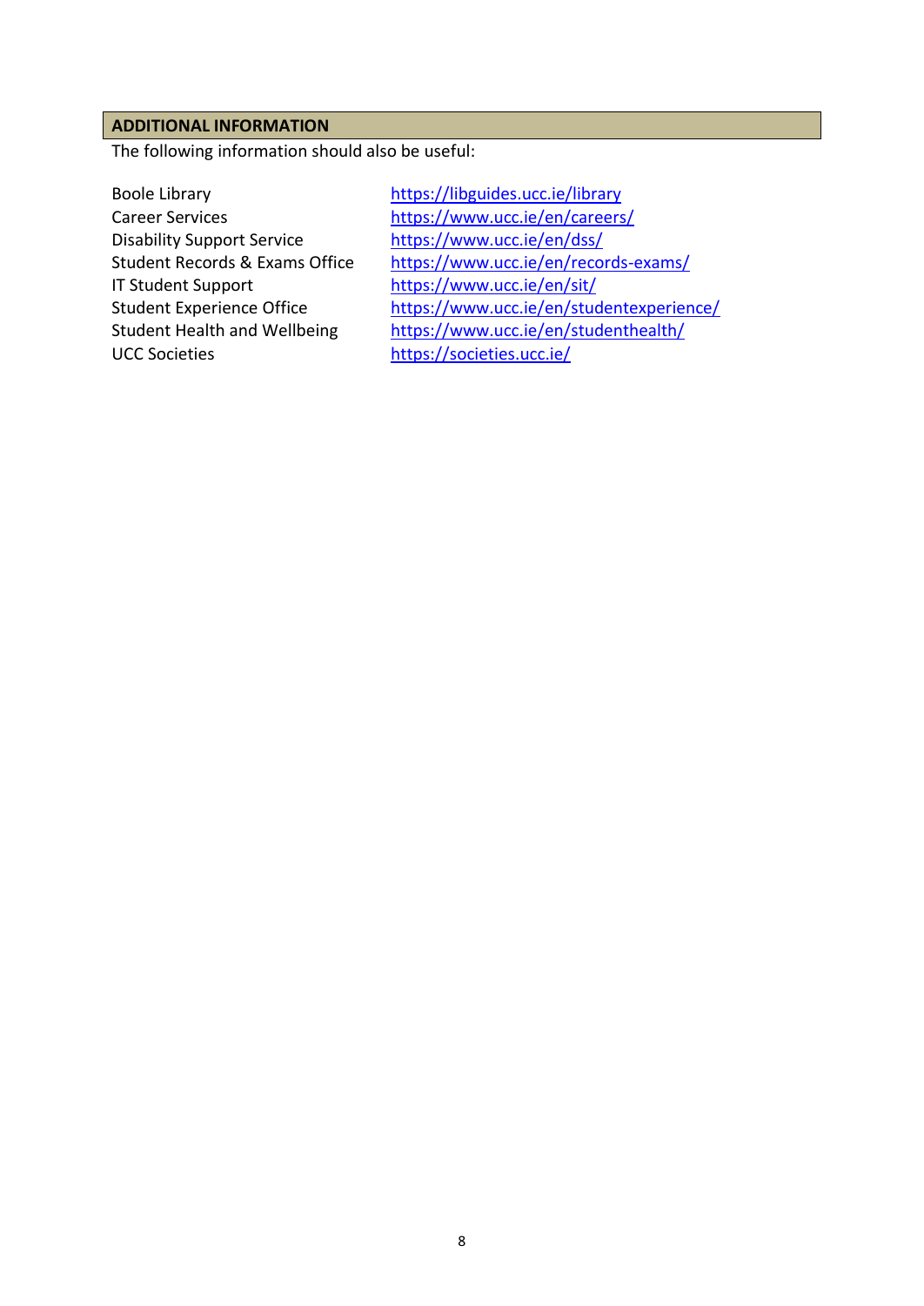## ADDITIONAL INFORMATION

The following information should also be useful:

| | |
|---|---|
| Boole Library | https://libguides.ucc.ie/library |
| Career Services | https://www.ucc.ie/en/careers/ |
| Disability Support Service | https://www.ucc.ie/en/dss/ |
| Student Records & Exams Office | https://www.ucc.ie/en/records-exams/ |
| IT Student Support | https://www.ucc.ie/en/sit/ |
| Student Experience Office | https://www.ucc.ie/en/studentexperience/ |
| Student Health and Wellbeing | https://www.ucc.ie/en/studenthealth/ |
| UCC Societies | https://societies.ucc.ie/ |